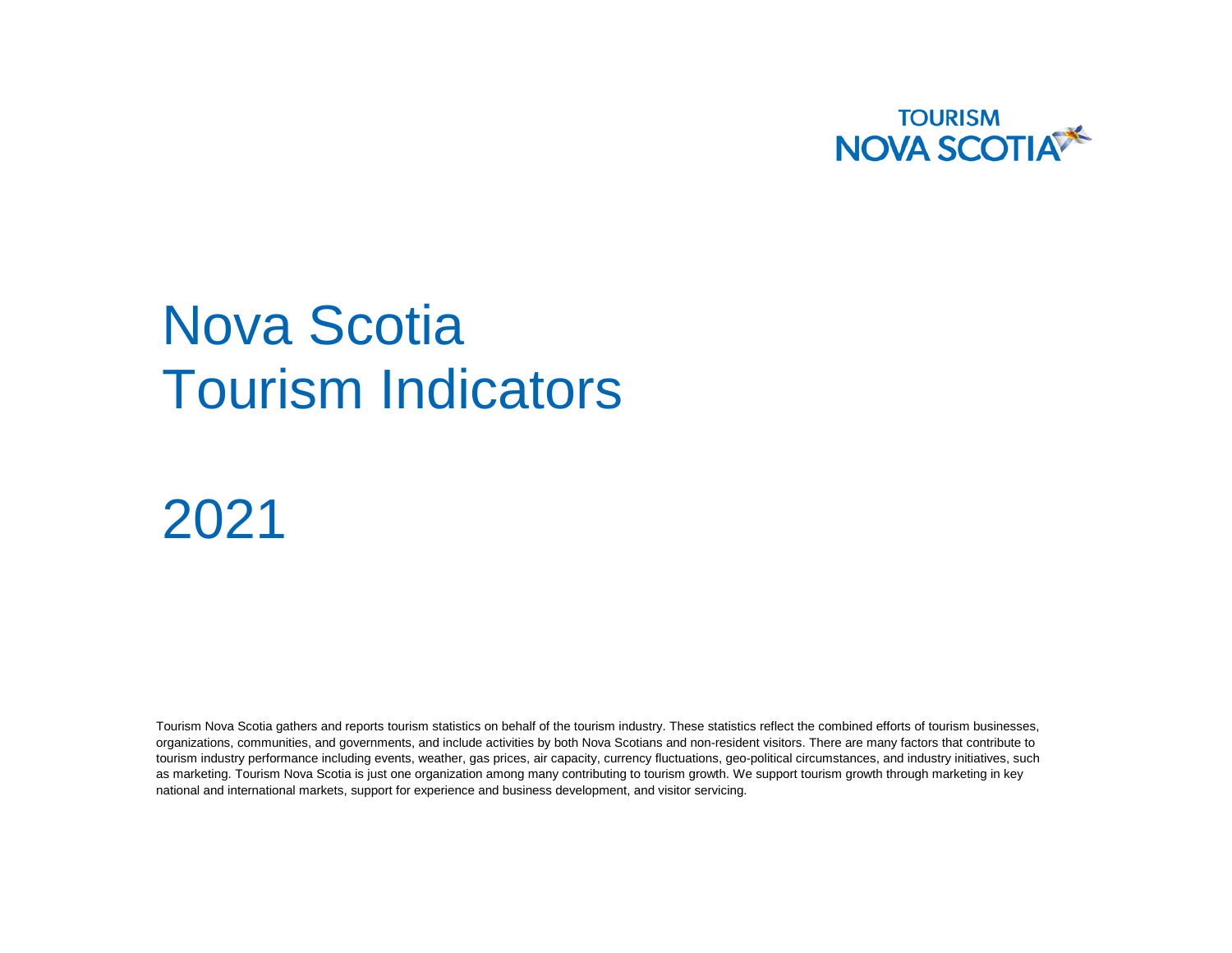TOURISM NOVA SCOTIA

# Nova Scotia Tourism Indicators

# 2021

Tourism Nova Scotia gathers and reports tourism statistics on behalf of the tourism industry. These statistics reflect the combined efforts of tourism businesses, organizations, communities, and governments, and include activities by both Nova Scotians and non-resident visitors. There are many factors that contribute to tourism industry performance including events, weather, gas prices, air capacity, currency fluctuations, geo-political circumstances, and industry initiatives, such as marketing. Tourism Nova Scotia is just one organization among many contributing to tourism growth. We support tourism growth through marketing in key national and international markets, support for experience and business development, and visitor servicing.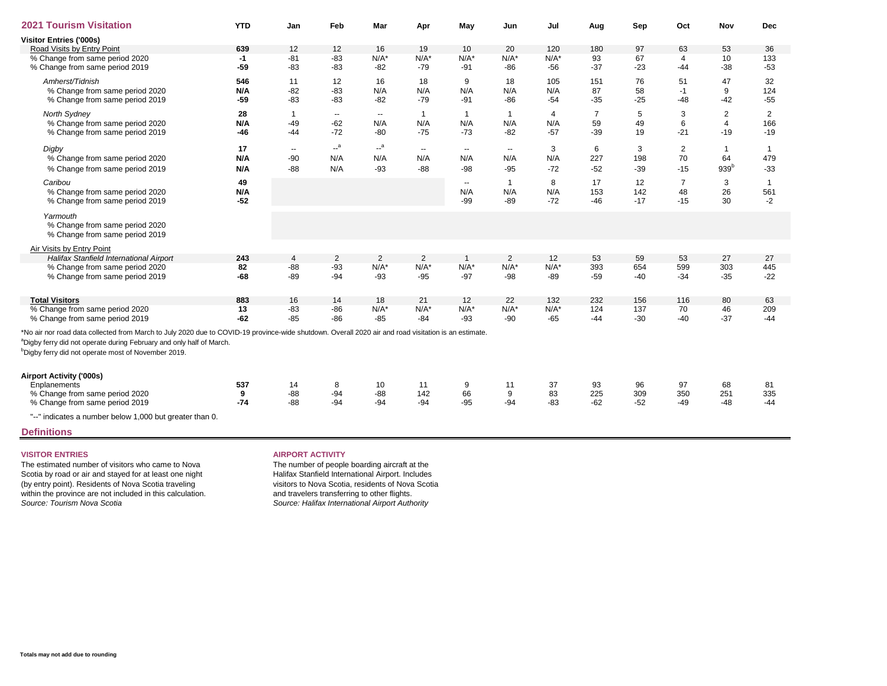## 2021 Tourism Visitation

| 2021 Tourism Visitation | YTD | Jan | Feb | Mar | Apr | May | Jun | Jul | Aug | Sep | Oct | Nov | Dec |
|---|---|---|---|---|---|---|---|---|---|---|---|---|---|
| **Visitor Entries ('000s)** | | | | | | | | | | | | | |
| Road Visits by Entry Point | **639** | 12 | 12 | 16 | 19 | 10 | 20 | 120 | 180 | 97 | 63 | 53 | 36 |
| % Change from same period 2020 | **-1** | -81 | -83 | N/A* | N/A* | N/A* | N/A* | N/A* | 93 | 67 | 4 | 10 | 133 |
| % Change from same period 2019 | **-59** | -83 | -83 | -82 | -79 | -91 | -86 | -56 | -37 | -23 | -44 | -38 | -53 |
| *Amherst/Tidnish* | **546** | 11 | 12 | 16 | 18 | 9 | 18 | 105 | 151 | 76 | 51 | 47 | 32 |
| % Change from same period 2020 | **N/A** | -82 | -83 | N/A | N/A | N/A | N/A | N/A | 87 | 58 | -1 | 9 | 124 |
| % Change from same period 2019 | **-59** | -83 | -83 | -82 | -79 | -91 | -86 | -54 | -35 | -25 | -48 | -42 | -55 |
| *North Sydney* | **28** | 1 | -- | -- | 1 | 1 | 1 | 4 | 7 | 5 | 3 | 2 | 2 |
| % Change from same period 2020 | **N/A** | -49 | -62 | N/A | N/A | N/A | N/A | N/A | 59 | 49 | 6 | 4 | 166 |
| % Change from same period 2019 | **-46** | -44 | -72 | -80 | -75 | -73 | -82 | -57 | -39 | 19 | -21 | -19 | -19 |
| *Digby* | **17** | -- | --[a] | --[a] | -- | -- | -- | 3 | 6 | 3 | 2 | 1 | 1 |
| % Change from same period 2020 | **N/A** | -90 | N/A | N/A | N/A | N/A | N/A | N/A | 227 | 198 | 70 | 64 | 479 |
| % Change from same period 2019 | **N/A** | -88 | N/A | -93 | -88 | -98 | -95 | -72 | -52 | -39 | -15 | 939[b] | -33 |
| *Caribou* | **49** | | | | | -- | 1 | 8 | 17 | 12 | 7 | 3 | 1 |
| % Change from same period 2020 | **N/A** | | | | | N/A | N/A | N/A | 153 | 142 | 48 | 26 | 561 |
| % Change from same period 2019 | **-52** | | | | | -99 | -89 | -72 | -46 | -17 | -15 | 30 | -2 |
| *Yarmouth* | | | | | | | | | | | | | |
| % Change from same period 2020 | | | | | | | | | | | | | |
| % Change from same period 2019 | | | | | | | | | | | | | |
| Air Visits by Entry Point | | | | | | | | | | | | | |
| *Halifax Stanfield International Airport* | **243** | 4 | 2 | 2 | 2 | 1 | 2 | 12 | 53 | 59 | 53 | 27 | 27 |
| % Change from same period 2020 | **82** | -88 | -93 | N/A* | N/A* | N/A* | N/A* | N/A* | 393 | 654 | 599 | 303 | 445 |
| % Change from same period 2019 | **-68** | -89 | -94 | -93 | -95 | -97 | -98 | -89 | -59 | -40 | -34 | -35 | -22 |
| **Total Visitors** | **883** | 16 | 14 | 18 | 21 | 12 | 22 | 132 | 232 | 156 | 116 | 80 | 63 |
| % Change from same period 2020 | **13** | -83 | -86 | N/A* | N/A* | N/A* | N/A* | N/A* | 124 | 137 | 70 | 46 | 209 |
| % Change from same period 2019 | **-62** | -85 | -86 | -85 | -84 | -93 | -90 | -65 | -44 | -30 | -40 | -37 | -44 |

*No air nor road data collected from March to July 2020 due to COVID-19 province-wide shutdown. Overall 2020 air and road visitation is an estimate.

[a] Digby ferry did not operate during February and only half of March.

[b] Digby ferry did not operate most of November 2019.

| Airport Activity ('000s) | YTD | Jan | Feb | Mar | Apr | May | Jun | Jul | Aug | Sep | Oct | Nov | Dec |
|---|---|---|---|---|---|---|---|---|---|---|---|---|---|
| Enplanements | **537** | 14 | 8 | 10 | 11 | 9 | 11 | 37 | 93 | 96 | 97 | 68 | 81 |
| % Change from same period 2020 | **9** | -88 | -94 | -88 | 142 | 66 | 9 | 83 | 225 | 309 | 350 | 251 | 335 |
| % Change from same period 2019 | **-74** | -88 | -94 | -94 | -94 | -95 | -94 | -83 | -62 | -52 | -49 | -48 | -44 |

"--" indicates a number below 1,000 but greater than 0.

## Definitions

**VISITOR ENTRIES**

The estimated number of visitors who came to Nova Scotia by road or air and stayed for at least one night (by entry point). Residents of Nova Scotia traveling within the province are not included in this calculation.
*Source: Tourism Nova Scotia*

**AIRPORT ACTIVITY**

The number of people boarding aircraft at the Halifax Stanfield International Airport. Includes visitors to Nova Scotia, residents of Nova Scotia and travelers transferring to other flights.
*Source: Halifax International Airport Authority*

**Totals may not add due to rounding**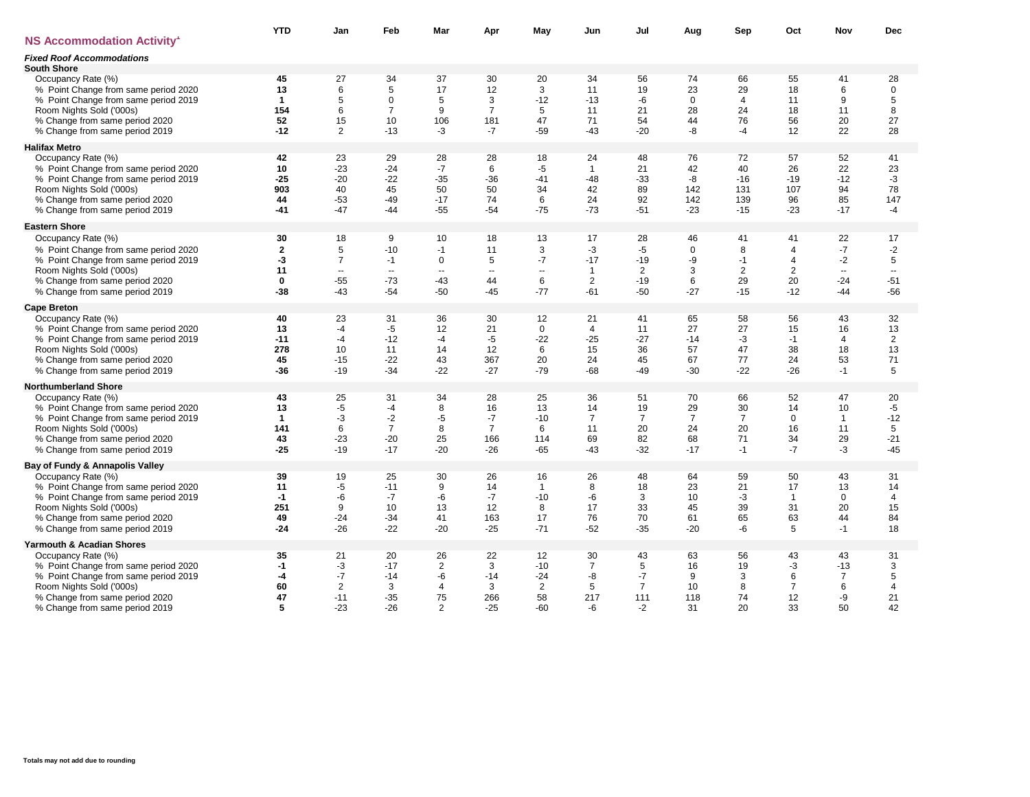## NS Accommodation Activity[1]

| | YTD | Jan | Feb | Mar | Apr | May | Jun | Jul | Aug | Sep | Oct | Nov | Dec |
|---|---|---|---|---|---|---|---|---|---|---|---|---|---|
| ***Fixed Roof Accommodations*** | | | | | | | | | | | | | |
| **South Shore** | | | | | | | | | | | | | |
| Occupancy Rate (%) | **45** | 27 | 34 | 37 | 30 | 20 | 34 | 56 | 74 | 66 | 55 | 41 | 28 |
| % Point Change from same period 2020 | **13** | 6 | 5 | 17 | 12 | 3 | 11 | 19 | 23 | 29 | 18 | 6 | 0 |
| % Point Change from same period 2019 | **1** | 5 | 0 | 5 | 3 | -12 | -13 | -6 | 0 | 4 | 11 | 9 | 5 |
| Room Nights Sold ('000s) | **154** | 6 | 7 | 9 | 7 | 5 | 11 | 21 | 28 | 24 | 18 | 11 | 8 |
| % Change from same period 2020 | **52** | 15 | 10 | 106 | 181 | 47 | 71 | 54 | 44 | 76 | 56 | 20 | 27 |
| % Change from same period 2019 | **-12** | 2 | -13 | -3 | -7 | -59 | -43 | -20 | -8 | -4 | 12 | 22 | 28 |
| **Halifax Metro** | | | | | | | | | | | | | |
| Occupancy Rate (%) | **42** | 23 | 29 | 28 | 28 | 18 | 24 | 48 | 76 | 72 | 57 | 52 | 41 |
| % Point Change from same period 2020 | **10** | -23 | -24 | -7 | 6 | -5 | 1 | 21 | 42 | 40 | 26 | 22 | 23 |
| % Point Change from same period 2019 | **-25** | -20 | -22 | -35 | -36 | -41 | -48 | -33 | -8 | -16 | -19 | -12 | -3 |
| Room Nights Sold ('000s) | **903** | 40 | 45 | 50 | 50 | 34 | 42 | 89 | 142 | 131 | 107 | 94 | 78 |
| % Change from same period 2020 | **44** | -53 | -49 | -17 | 74 | 6 | 24 | 92 | 142 | 139 | 96 | 85 | 147 |
| % Change from same period 2019 | **-41** | -47 | -44 | -55 | -54 | -75 | -73 | -51 | -23 | -15 | -23 | -17 | -4 |
| **Eastern Shore** | | | | | | | | | | | | | |
| Occupancy Rate (%) | **30** | 18 | 9 | 10 | 18 | 13 | 17 | 28 | 46 | 41 | 41 | 22 | 17 |
| % Point Change from same period 2020 | **2** | 5 | -10 | -1 | 11 | 3 | -3 | -5 | 0 | 8 | 4 | -7 | -2 |
| % Point Change from same period 2019 | **-3** | 7 | -1 | 0 | 5 | -7 | -17 | -19 | -9 | -1 | 4 | -2 | 5 |
| Room Nights Sold ('000s) | **11** | -- | -- | -- | -- | -- | 1 | 2 | 3 | 2 | 2 | -- | -- |
| % Change from same period 2020 | **0** | -55 | -73 | -43 | 44 | 6 | 2 | -19 | 6 | 29 | 20 | -24 | -51 |
| % Change from same period 2019 | **-38** | -43 | -54 | -50 | -45 | -77 | -61 | -50 | -27 | -15 | -12 | -44 | -56 |
| **Cape Breton** | | | | | | | | | | | | | |
| Occupancy Rate (%) | **40** | 23 | 31 | 36 | 30 | 12 | 21 | 41 | 65 | 58 | 56 | 43 | 32 |
| % Point Change from same period 2020 | **13** | -4 | -5 | 12 | 21 | 0 | 4 | 11 | 27 | 27 | 15 | 16 | 13 |
| % Point Change from same period 2019 | **-11** | -4 | -12 | -4 | -5 | -22 | -25 | -27 | -14 | -3 | -1 | 4 | 2 |
| Room Nights Sold ('000s) | **278** | 10 | 11 | 14 | 12 | 6 | 15 | 36 | 57 | 47 | 38 | 18 | 13 |
| % Change from same period 2020 | **45** | -15 | -22 | 43 | 367 | 20 | 24 | 45 | 67 | 77 | 24 | 53 | 71 |
| % Change from same period 2019 | **-36** | -19 | -34 | -22 | -27 | -79 | -68 | -49 | -30 | -22 | -26 | -1 | 5 |
| **Northumberland Shore** | | | | | | | | | | | | | |
| Occupancy Rate (%) | **43** | 25 | 31 | 34 | 28 | 25 | 36 | 51 | 70 | 66 | 52 | 47 | 20 |
| % Point Change from same period 2020 | **13** | -5 | -4 | 8 | 16 | 13 | 14 | 19 | 29 | 30 | 14 | 10 | -5 |
| % Point Change from same period 2019 | **1** | -3 | -2 | -5 | -7 | -10 | 7 | 7 | 7 | 7 | 0 | 1 | -12 |
| Room Nights Sold ('000s) | **141** | 6 | 7 | 8 | 7 | 6 | 11 | 20 | 24 | 20 | 16 | 11 | 5 |
| % Change from same period 2020 | **43** | -23 | -20 | 25 | 166 | 114 | 69 | 82 | 68 | 71 | 34 | 29 | -21 |
| % Change from same period 2019 | **-25** | -19 | -17 | -20 | -26 | -65 | -43 | -32 | -17 | -1 | -7 | -3 | -45 |
| **Bay of Fundy & Annapolis Valley** | | | | | | | | | | | | | |
| Occupancy Rate (%) | **39** | 19 | 25 | 30 | 26 | 16 | 26 | 48 | 64 | 59 | 50 | 43 | 31 |
| % Point Change from same period 2020 | **11** | -5 | -11 | 9 | 14 | 1 | 8 | 18 | 23 | 21 | 17 | 13 | 14 |
| % Point Change from same period 2019 | **-1** | -6 | -7 | -6 | -7 | -10 | -6 | 3 | 10 | -3 | 1 | 0 | 4 |
| Room Nights Sold ('000s) | **251** | 9 | 10 | 13 | 12 | 8 | 17 | 33 | 45 | 39 | 31 | 20 | 15 |
| % Change from same period 2020 | **49** | -24 | -34 | 41 | 163 | 17 | 76 | 70 | 61 | 65 | 63 | 44 | 84 |
| % Change from same period 2019 | **-24** | -26 | -22 | -20 | -25 | -71 | -52 | -35 | -20 | -6 | 5 | -1 | 18 |
| **Yarmouth & Acadian Shores** | | | | | | | | | | | | | |
| Occupancy Rate (%) | **35** | 21 | 20 | 26 | 22 | 12 | 30 | 43 | 63 | 56 | 43 | 43 | 31 |
| % Point Change from same period 2020 | **-1** | -3 | -17 | 2 | 3 | -10 | 7 | 5 | 16 | 19 | -3 | -13 | 3 |
| % Point Change from same period 2019 | **-4** | -7 | -14 | -6 | -14 | -24 | -8 | -7 | 9 | 3 | 6 | 7 | 5 |
| Room Nights Sold ('000s) | **60** | 2 | 3 | 4 | 3 | 2 | 5 | 7 | 10 | 8 | 7 | 6 | 4 |
| % Change from same period 2020 | **47** | -11 | -35 | 75 | 266 | 58 | 217 | 111 | 118 | 74 | 12 | -9 | 21 |
| % Change from same period 2019 | **5** | -23 | -26 | 2 | -25 | -60 | -6 | -2 | 31 | 20 | 33 | 50 | 42 |

**Totals may not add due to rounding**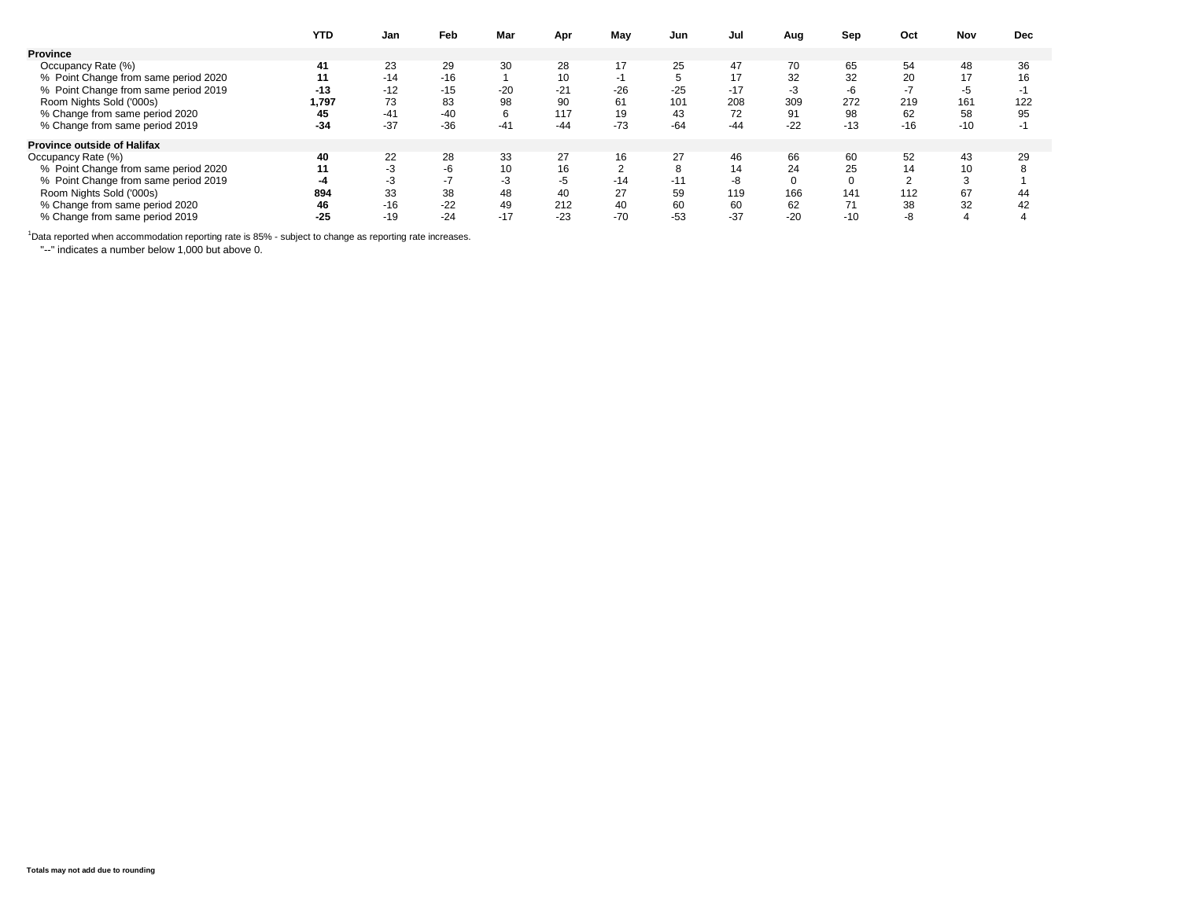| | YTD | Jan | Feb | Mar | Apr | May | Jun | Jul | Aug | Sep | Oct | Nov | Dec |
|---|---|---|---|---|---|---|---|---|---|---|---|---|---|
| **Province** | | | | | | | | | | | | | |
| Occupancy Rate (%) | **41** | 23 | 29 | 30 | 28 | 17 | 25 | 47 | 70 | 65 | 54 | 48 | 36 |
| % Point Change from same period 2020 | **11** | -14 | -16 | 1 | 10 | -1 | 5 | 17 | 32 | 32 | 20 | 17 | 16 |
| % Point Change from same period 2019 | **-13** | -12 | -15 | -20 | -21 | -26 | -25 | -17 | -3 | -6 | -7 | -5 | -1 |
| Room Nights Sold ('000s) | **1,797** | 73 | 83 | 98 | 90 | 61 | 101 | 208 | 309 | 272 | 219 | 161 | 122 |
| % Change from same period 2020 | **45** | -41 | -40 | 6 | 117 | 19 | 43 | 72 | 91 | 98 | 62 | 58 | 95 |
| % Change from same period 2019 | **-34** | -37 | -36 | -41 | -44 | -73 | -64 | -44 | -22 | -13 | -16 | -10 | -1 |
| **Province outside of Halifax** | | | | | | | | | | | | | |
| Occupancy Rate (%) | **40** | 22 | 28 | 33 | 27 | 16 | 27 | 46 | 66 | 60 | 52 | 43 | 29 |
| % Point Change from same period 2020 | **11** | -3 | -6 | 10 | 16 | 2 | 8 | 14 | 24 | 25 | 14 | 10 | 8 |
| % Point Change from same period 2019 | **-4** | -3 | -7 | -3 | -5 | -14 | -11 | -8 | 0 | 0 | 2 | 3 | 1 |
| Room Nights Sold ('000s) | **894** | 33 | 38 | 48 | 40 | 27 | 59 | 119 | 166 | 141 | 112 | 67 | 44 |
| % Change from same period 2020 | **46** | -16 | -22 | 49 | 212 | 40 | 60 | 60 | 62 | 71 | 38 | 32 | 42 |
| % Change from same period 2019 | **-25** | -19 | -24 | -17 | -23 | -70 | -53 | -37 | -20 | -10 | -8 | 4 | 4 |

[1]Data reported when accommodation reporting rate is 85% - subject to change as reporting rate increases.

"--" indicates a number below 1,000 but above 0.

**Totals may not add due to rounding**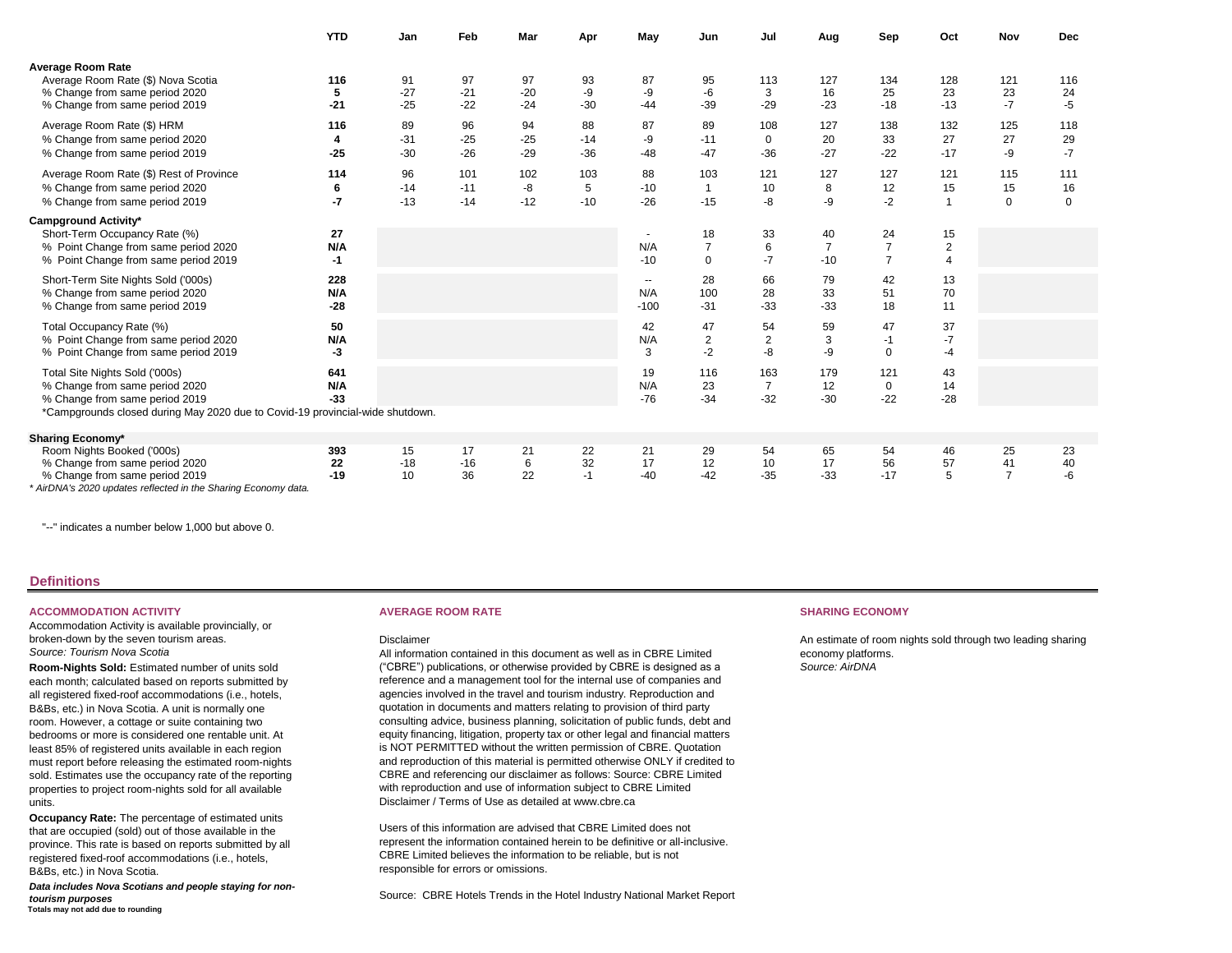| | YTD | Jan | Feb | Mar | Apr | May | Jun | Jul | Aug | Sep | Oct | Nov | Dec |
|---|---|---|---|---|---|---|---|---|---|---|---|---|---|
| **Average Room Rate** | | | | | | | | | | | | | |
| Average Room Rate ($) Nova Scotia | **116** | 91 | 97 | 97 | 93 | 87 | 95 | 113 | 127 | 134 | 128 | 121 | 116 |
| % Change from same period 2020 | **5** | -27 | -21 | -20 | -9 | -9 | -6 | 3 | 16 | 25 | 23 | 23 | 24 |
| % Change from same period 2019 | **-21** | -25 | -22 | -24 | -30 | -44 | -39 | -29 | -23 | -18 | -13 | -7 | -5 |
| Average Room Rate ($) HRM | **116** | 89 | 96 | 94 | 88 | 87 | 89 | 108 | 127 | 138 | 132 | 125 | 118 |
| % Change from same period 2020 | **4** | -31 | -25 | -25 | -14 | -9 | -11 | 0 | 20 | 33 | 27 | 27 | 29 |
| % Change from same period 2019 | **-25** | -30 | -26 | -29 | -36 | -48 | -47 | -36 | -27 | -22 | -17 | -9 | -7 |
| Average Room Rate ($) Rest of Province | **114** | 96 | 101 | 102 | 103 | 88 | 103 | 121 | 127 | 127 | 121 | 115 | 111 |
| % Change from same period 2020 | **6** | -14 | -11 | -8 | 5 | -10 | 1 | 10 | 8 | 12 | 15 | 15 | 16 |
| % Change from same period 2019 | **-7** | -13 | -14 | -12 | -10 | -26 | -15 | -8 | -9 | -2 | 1 | 0 | 0 |
| **Campground Activity*** | | | | | | | | | | | | | |
| Short-Term Occupancy Rate (%) | **27** | | | | | - | 18 | 33 | 40 | 24 | 15 | | |
| % Point Change from same period 2020 | **N/A** | | | | | N/A | 7 | 6 | 7 | 7 | 2 | | |
| % Point Change from same period 2019 | **-1** | | | | | -10 | 0 | -7 | -10 | 7 | 4 | | |
| Short-Term Site Nights Sold ('000s) | **228** | | | | | -- | 28 | 66 | 79 | 42 | 13 | | |
| % Change from same period 2020 | **N/A** | | | | | N/A | 100 | 28 | 33 | 51 | 70 | | |
| % Change from same period 2019 | **-28** | | | | | -100 | -31 | -33 | -33 | 18 | 11 | | |
| Total Occupancy Rate (%) | **50** | | | | | 42 | 47 | 54 | 59 | 47 | 37 | | |
| % Point Change from same period 2020 | **N/A** | | | | | N/A | 2 | 2 | 3 | -1 | -7 | | |
| % Point Change from same period 2019 | **-3** | | | | | 3 | -2 | -8 | -9 | 0 | -4 | | |
| Total Site Nights Sold ('000s) | **641** | | | | | 19 | 116 | 163 | 179 | 121 | 43 | | |
| % Change from same period 2020 | **N/A** | | | | | N/A | 23 | 7 | 12 | 0 | 14 | | |
| % Change from same period 2019 | **-33** | | | | | -76 | -34 | -32 | -30 | -22 | -28 | | |
| **Sharing Economy*** | | | | | | | | | | | | | |
| Room Nights Booked ('000s) | **393** | 15 | 17 | 21 | 22 | 21 | 29 | 54 | 65 | 54 | 46 | 25 | 23 |
| % Change from same period 2020 | **22** | -18 | -16 | 6 | 32 | 17 | 12 | 10 | 17 | 56 | 57 | 41 | 40 |
| % Change from same period 2019 | **-19** | 10 | 36 | 22 | -1 | -40 | -42 | -35 | -33 | -17 | 5 | 7 | -6 |

*Campgrounds closed during May 2020 due to Covid-19 provincial-wide shutdown.

*\* AirDNA's 2020 updates reflected in the Sharing Economy data.*

"--" indicates a number below 1,000 but above 0.

## Definitions

### ACCOMMODATION ACTIVITY

Accommodation Activity is available provincially, or broken-down by the seven tourism areas.
*Source: Tourism Nova Scotia*

**Room-Nights Sold:** Estimated number of units sold each month; calculated based on reports submitted by all registered fixed-roof accommodations (i.e., hotels, B&Bs, etc.) in Nova Scotia. A unit is normally one room. However, a cottage or suite containing two bedrooms or more is considered one rentable unit. At least 85% of registered units available in each region must report before releasing the estimated room-nights sold. Estimates use the occupancy rate of the reporting properties to project room-nights sold for all available units.

**Occupancy Rate:** The percentage of estimated units that are occupied (sold) out of those available in the province. This rate is based on reports submitted by all registered fixed-roof accommodations (i.e., hotels, B&Bs, etc.) in Nova Scotia.

***Data includes Nova Scotians and people staying for non-tourism purposes***
**Totals may not add due to rounding**

### AVERAGE ROOM RATE

Disclaimer
All information contained in this document as well as in CBRE Limited ("CBRE") publications, or otherwise provided by CBRE is designed as a reference and a management tool for the internal use of companies and agencies involved in the travel and tourism industry. Reproduction and quotation in documents and matters relating to provision of third party consulting advice, business planning, solicitation of public funds, debt and equity financing, litigation, property tax or other legal and financial matters is NOT PERMITTED without the written permission of CBRE. Quotation and reproduction of this material is permitted otherwise ONLY if credited to CBRE and referencing our disclaimer as follows: Source: CBRE Limited with reproduction and use of information subject to CBRE Limited Disclaimer / Terms of Use as detailed at www.cbre.ca

Users of this information are advised that CBRE Limited does not represent the information contained herein to be definitive or all-inclusive. CBRE Limited believes the information to be reliable, but is not responsible for errors or omissions.

Source: CBRE Hotels Trends in the Hotel Industry National Market Report

### SHARING ECONOMY

An estimate of room nights sold through two leading sharing economy platforms.
*Source: AirDNA*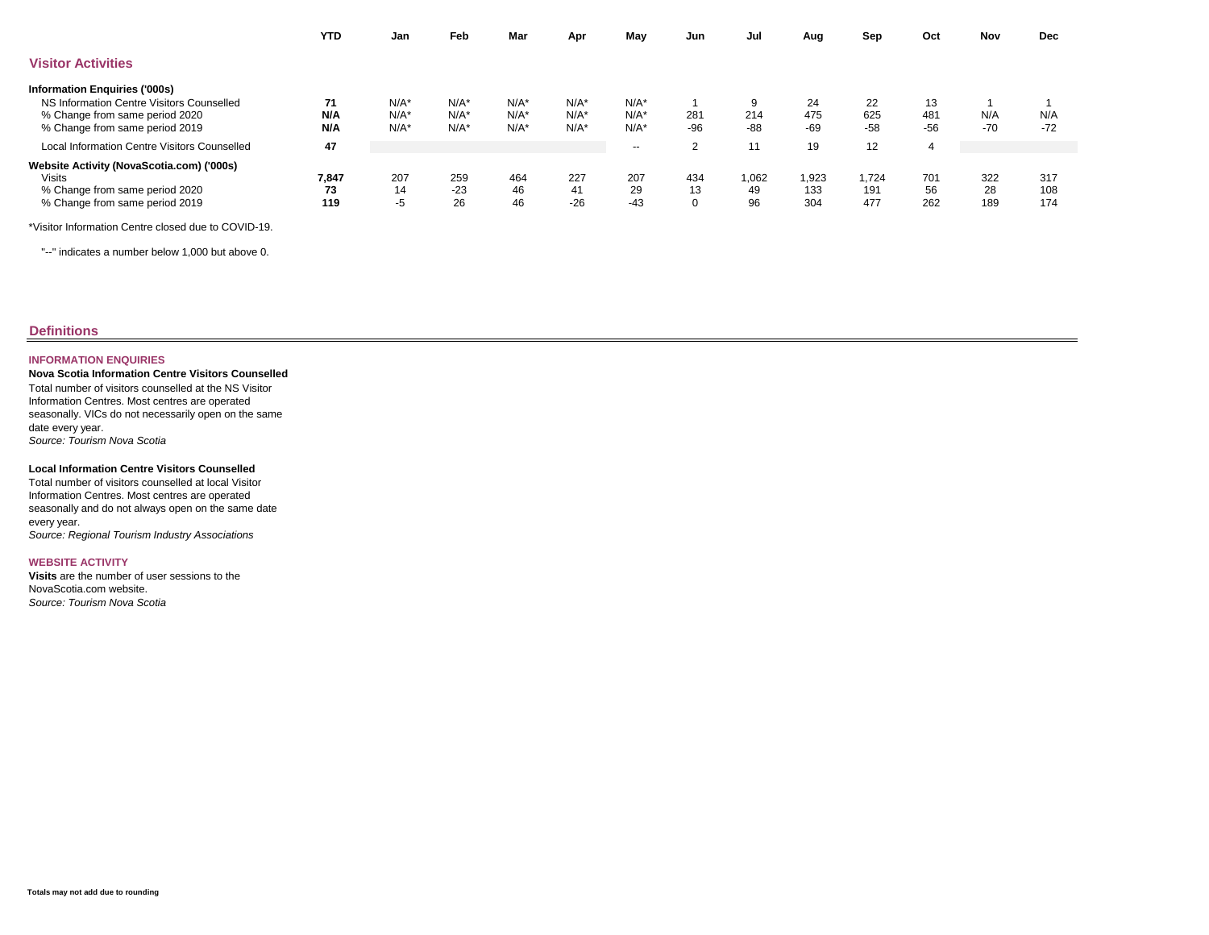| | YTD | Jan | Feb | Mar | Apr | May | Jun | Jul | Aug | Sep | Oct | Nov | Dec |
|---|---|---|---|---|---|---|---|---|---|---|---|---|---|
| **Visitor Activities** | | | | | | | | | | | | | |
| **Information Enquiries ('000s)** | | | | | | | | | | | | | |
| NS Information Centre Visitors Counselled | **71** | N/A* | N/A* | N/A* | N/A* | N/A* | 1 | 9 | 24 | 22 | 13 | 1 | 1 |
| % Change from same period 2020 | **N/A** | N/A* | N/A* | N/A* | N/A* | N/A* | 281 | 214 | 475 | 625 | 481 | N/A | N/A |
| % Change from same period 2019 | **N/A** | N/A* | N/A* | N/A* | N/A* | N/A* | -96 | -88 | -69 | -58 | -56 | -70 | -72 |
| Local Information Centre Visitors Counselled | **47** | | | | | -- | 2 | 11 | 19 | 12 | 4 | | |
| **Website Activity (NovaScotia.com) ('000s)** | | | | | | | | | | | | | |
| Visits | **7,847** | 207 | 259 | 464 | 227 | 207 | 434 | 1,062 | 1,923 | 1,724 | 701 | 322 | 317 |
| % Change from same period 2020 | **73** | 14 | -23 | 46 | 41 | 29 | 13 | 49 | 133 | 191 | 56 | 28 | 108 |
| % Change from same period 2019 | **119** | -5 | 26 | 46 | -26 | -43 | 0 | 96 | 304 | 477 | 262 | 189 | 174 |

*Visitor Information Centre closed due to COVID-19.

"--" indicates a number below 1,000 but above 0.

## Definitions

### INFORMATION ENQUIRIES

**Nova Scotia Information Centre Visitors Counselled**

Total number of visitors counselled at the NS Visitor Information Centres. Most centres are operated seasonally. VICs do not necessarily open on the same date every year.

*Source: Tourism Nova Scotia*

**Local Information Centre Visitors Counselled**

Total number of visitors counselled at local Visitor Information Centres. Most centres are operated seasonally and do not always open on the same date every year.

*Source: Regional Tourism Industry Associations*

### WEBSITE ACTIVITY

**Visits** are the number of user sessions to the NovaScotia.com website.

*Source: Tourism Nova Scotia*

**Totals may not add due to rounding**